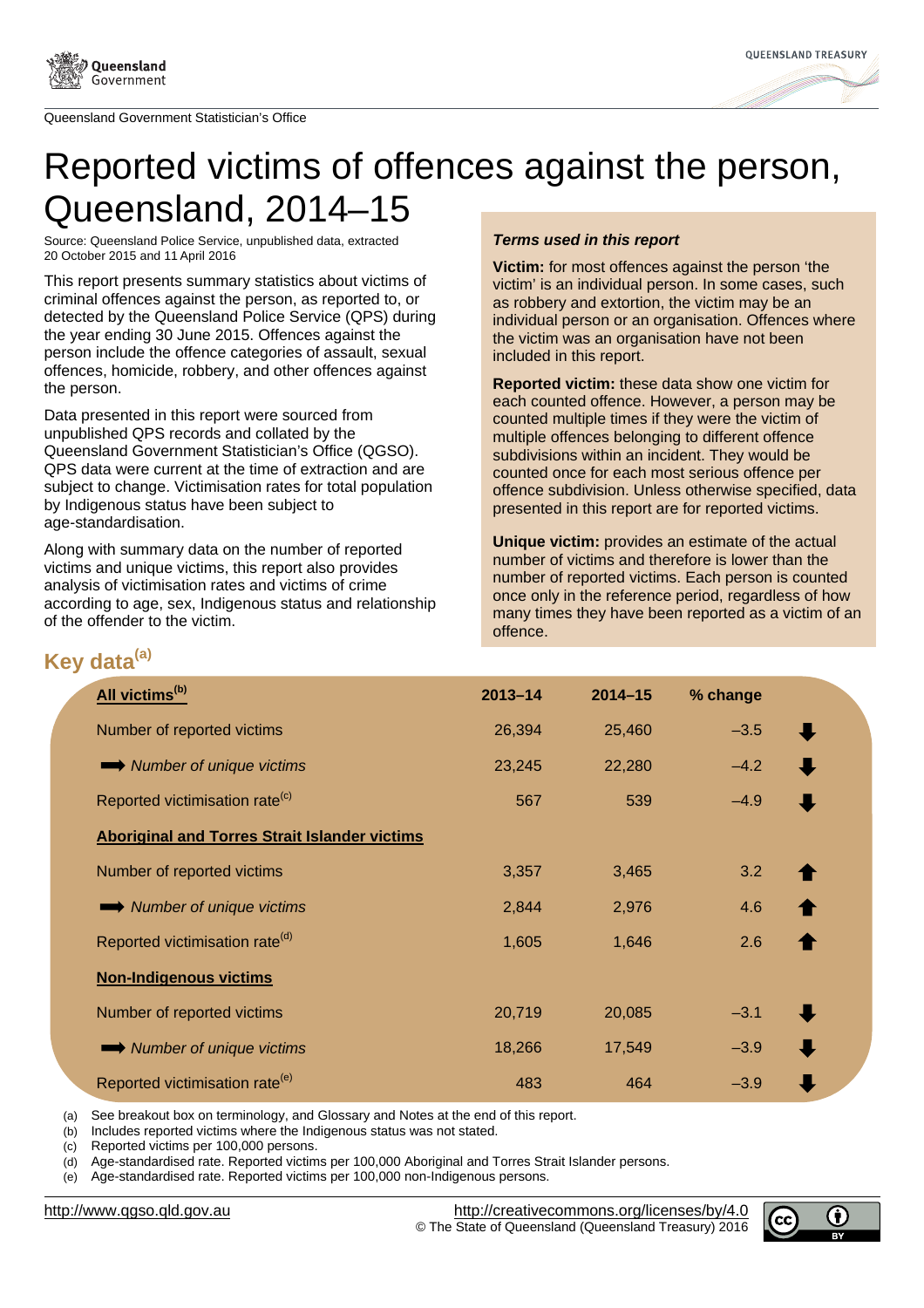Queensland Government Statistician's Office

# Reported victims of offences against the person, Queensland, 2014–15

Source: Queensland Police Service, unpublished data, extracted 20 October 2015 and 11 April 2016

This report presents summary statistics about victims of criminal offences against the person, as reported to, or detected by the Queensland Police Service (QPS) during the year ending 30 June 2015. Offences against the person include the offence categories of assault, sexual offences, homicide, robbery, and other offences against the person.

Data presented in this report were sourced from unpublished QPS records and collated by the Queensland Government Statistician's Office (QGSO). QPS data were current at the time of extraction and are subject to change. Victimisation rates for total population by Indigenous status have been subject to age-standardisation.

Along with summary data on the number of reported victims and unique victims, this report also provides analysis of victimisation rates and victims of crime according to age, sex, Indigenous status and relationship of the offender to the victim.

***Terms used in this report***

**Victim:** for most offences against the person 'the victim' is an individual person. In some cases, such as robbery and extortion, the victim may be an individual person or an organisation. Offences where the victim was an organisation have not been included in this report.

**Reported victim:** these data show one victim for each counted offence. However, a person may be counted multiple times if they were the victim of multiple offences belonging to different offence subdivisions within an incident. They would be counted once for each most serious offence per offence subdivision. Unless otherwise specified, data presented in this report are for reported victims.

**Unique victim:** provides an estimate of the actual number of victims and therefore is lower than the number of reported victims. Each person is counted once only in the reference period, regardless of how many times they have been reported as a victim of an offence.

## Key data[(a)]

| All victims[(b)] | 2013–14 | 2014–15 | % change | |
|---|---|---|---|---|
| Number of reported victims | 26,394 | 25,460 | –3.5 | ↓ |
| → *Number of unique victims* | 23,245 | 22,280 | –4.2 | ↓ |
| Reported victimisation rate[(c)] | 567 | 539 | –4.9 | ↓ |
| **Aboriginal and Torres Strait Islander victims** | | | | |
| Number of reported victims | 3,357 | 3,465 | 3.2 | ↑ |
| → *Number of unique victims* | 2,844 | 2,976 | 4.6 | ↑ |
| Reported victimisation rate[(d)] | 1,605 | 1,646 | 2.6 | ↑ |
| **Non-Indigenous victims** | | | | |
| Number of reported victims | 20,719 | 20,085 | –3.1 | ↓ |
| → *Number of unique victims* | 18,266 | 17,549 | –3.9 | ↓ |
| Reported victimisation rate[(e)] | 483 | 464 | –3.9 | ↓ |

(a) See breakout box on terminology, and Glossary and Notes at the end of this report.
(b) Includes reported victims where the Indigenous status was not stated.
(c) Reported victims per 100,000 persons.
(d) Age-standardised rate. Reported victims per 100,000 Aboriginal and Torres Strait Islander persons.
(e) Age-standardised rate. Reported victims per 100,000 non-Indigenous persons.

http://www.qgso.qld.gov.au

http://creativecommons.org/licenses/by/4.0
© The State of Queensland (Queensland Treasury) 2016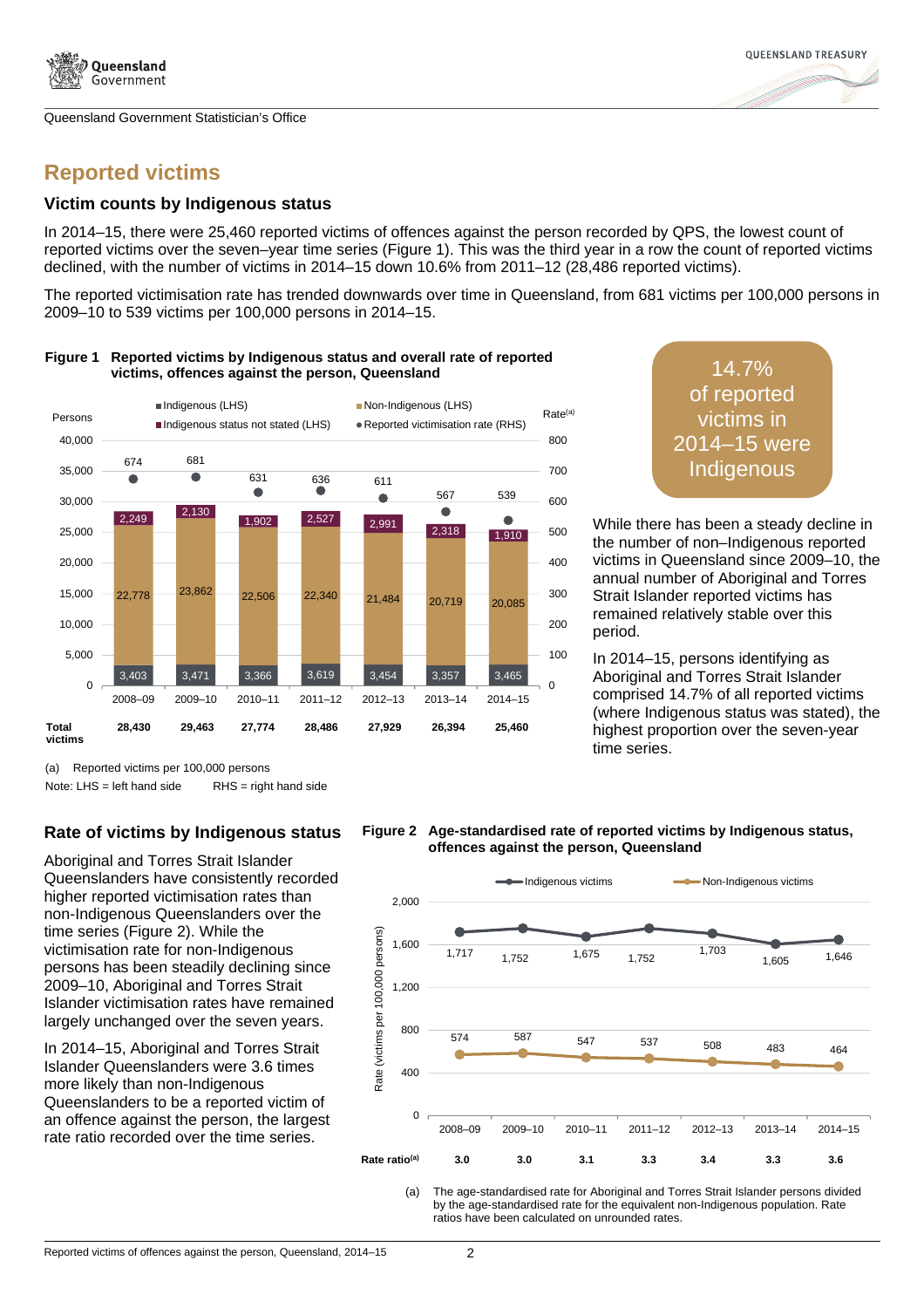## Reported victims

### Victim counts by Indigenous status

In 2014–15, there were 25,460 reported victims of offences against the person recorded by QPS, the lowest count of reported victims over the seven–year time series (Figure 1). This was the third year in a row the count of reported victims declined, with the number of victims in 2014–15 down 10.6% from 2011–12 (28,486 reported victims).

The reported victimisation rate has trended downwards over time in Queensland, from 681 victims per 100,000 persons in 2009–10 to 539 victims per 100,000 persons in 2014–15.

**Figure 1 Reported victims by Indigenous status and overall rate of reported victims, offences against the person, Queensland**

| | 2008–09 | 2009–10 | 2010–11 | 2011–12 | 2012–13 | 2013–14 | 2014–15 |
|---|---|---|---|---|---|---|---|
| Indigenous (LHS) | 3,403 | 3,471 | 3,366 | 3,619 | 3,454 | 3,357 | 3,465 |
| Non-Indigenous (LHS) | 22,778 | 23,862 | 22,506 | 22,340 | 21,484 | 20,719 | 20,085 |
| Indigenous status not stated (LHS) | 2,249 | 2,130 | 1,902 | 2,527 | 2,991 | 2,318 | 1,910 |
| Reported victimisation rate (RHS)[(a)] | 674 | 681 | 631 | 636 | 611 | 567 | 539 |
| **Total victims** | **28,430** | **29,463** | **27,774** | **28,486** | **27,929** | **26,394** | **25,460** |

(a) Reported victims per 100,000 persons

Note: LHS = left hand side RHS = right hand side

**14.7% of reported victims in 2014–15 were Indigenous**

While there has been a steady decline in the number of non–Indigenous reported victims in Queensland since 2009–10, the annual number of Aboriginal and Torres Strait Islander reported victims has remained relatively stable over this period.

In 2014–15, persons identifying as Aboriginal and Torres Strait Islander comprised 14.7% of all reported victims (where Indigenous status was stated), the highest proportion over the seven-year time series.

### Rate of victims by Indigenous status

Aboriginal and Torres Strait Islander Queenslanders have consistently recorded higher reported victimisation rates than non-Indigenous Queenslanders over the time series (Figure 2). While the victimisation rate for non-Indigenous persons has been steadily declining since 2009–10, Aboriginal and Torres Strait Islander victimisation rates have remained largely unchanged over the seven years.

In 2014–15, Aboriginal and Torres Strait Islander Queenslanders were 3.6 times more likely than non-Indigenous Queenslanders to be a reported victim of an offence against the person, the largest rate ratio recorded over the time series.

**Figure 2 Age-standardised rate of reported victims by Indigenous status, offences against the person, Queensland**

| Rate (victims per 100,000 persons) | 2008–09 | 2009–10 | 2010–11 | 2011–12 | 2012–13 | 2013–14 | 2014–15 |
|---|---|---|---|---|---|---|---|
| Indigenous victims | 1,717 | 1,752 | 1,675 | 1,752 | 1,703 | 1,605 | 1,646 |
| Non-Indigenous victims | 574 | 587 | 547 | 537 | 508 | 483 | 464 |
| **Rate ratio**[(a)] | **3.0** | **3.0** | **3.1** | **3.3** | **3.4** | **3.3** | **3.6** |

(a) The age-standardised rate for Aboriginal and Torres Strait Islander persons divided by the age-standardised rate for the equivalent non-Indigenous population. Rate ratios have been calculated on unrounded rates.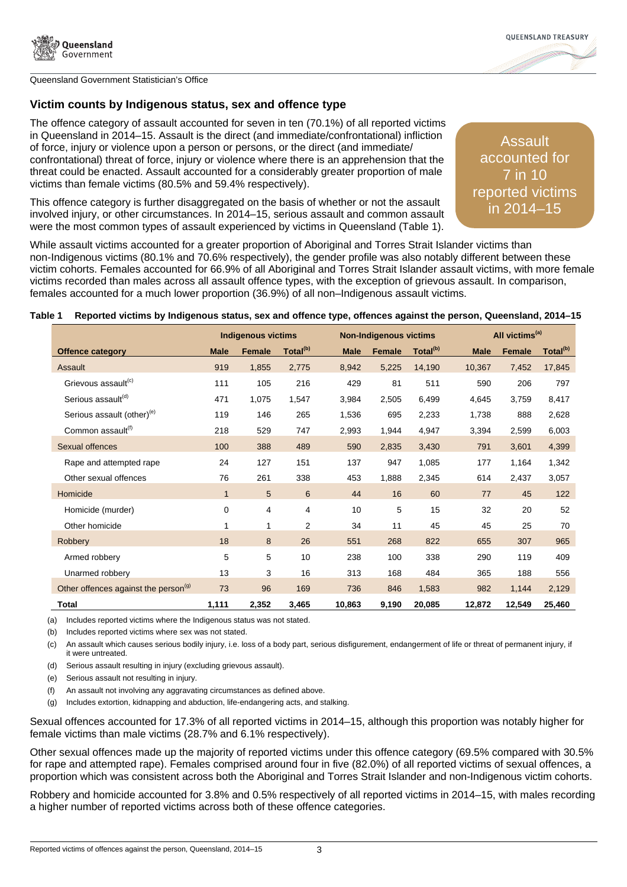## Victim counts by Indigenous status, sex and offence type

The offence category of assault accounted for seven in ten (70.1%) of all reported victims in Queensland in 2014–15. Assault is the direct (and immediate/confrontational) infliction of force, injury or violence upon a person or persons, or the direct (and immediate/confrontational) threat of force, injury or violence where there is an apprehension that the threat could be enacted. Assault accounted for a considerably greater proportion of male victims than female victims (80.5% and 59.4% respectively).

This offence category is further disaggregated on the basis of whether or not the assault involved injury, or other circumstances. In 2014–15, serious assault and common assault were the most common types of assault experienced by victims in Queensland (Table 1).

> Assault accounted for 7 in 10 reported victims in 2014–15

While assault victims accounted for a greater proportion of Aboriginal and Torres Strait Islander victims than non-Indigenous victims (80.1% and 70.6% respectively), the gender profile was also notably different between these victim cohorts. Females accounted for 66.9% of all Aboriginal and Torres Strait Islander assault victims, with more female victims recorded than males across all assault offence types, with the exception of grievous assault. In comparison, females accounted for a much lower proportion (36.9%) of all non–Indigenous assault victims.

**Table 1 Reported victims by Indigenous status, sex and offence type, offences against the person, Queensland, 2014–15**

| | Indigenous victims | | | Non-Indigenous victims | | | All victims[(a)] | | |
|---|---|---|---|---|---|---|---|---|---|
| **Offence category** | **Male** | **Female** | **Total[(b)]** | **Male** | **Female** | **Total[(b)]** | **Male** | **Female** | **Total[(b)]** |
| Assault | 919 | 1,855 | 2,775 | 8,942 | 5,225 | 14,190 | 10,367 | 7,452 | 17,845 |
| Grievous assault[(c)] | 111 | 105 | 216 | 429 | 81 | 511 | 590 | 206 | 797 |
| Serious assault[(d)] | 471 | 1,075 | 1,547 | 3,984 | 2,505 | 6,499 | 4,645 | 3,759 | 8,417 |
| Serious assault (other)[(e)] | 119 | 146 | 265 | 1,536 | 695 | 2,233 | 1,738 | 888 | 2,628 |
| Common assault[(f)] | 218 | 529 | 747 | 2,993 | 1,944 | 4,947 | 3,394 | 2,599 | 6,003 |
| Sexual offences | 100 | 388 | 489 | 590 | 2,835 | 3,430 | 791 | 3,601 | 4,399 |
| Rape and attempted rape | 24 | 127 | 151 | 137 | 947 | 1,085 | 177 | 1,164 | 1,342 |
| Other sexual offences | 76 | 261 | 338 | 453 | 1,888 | 2,345 | 614 | 2,437 | 3,057 |
| Homicide | 1 | 5 | 6 | 44 | 16 | 60 | 77 | 45 | 122 |
| Homicide (murder) | 0 | 4 | 4 | 10 | 5 | 15 | 32 | 20 | 52 |
| Other homicide | 1 | 1 | 2 | 34 | 11 | 45 | 45 | 25 | 70 |
| Robbery | 18 | 8 | 26 | 551 | 268 | 822 | 655 | 307 | 965 |
| Armed robbery | 5 | 5 | 10 | 238 | 100 | 338 | 290 | 119 | 409 |
| Unarmed robbery | 13 | 3 | 16 | 313 | 168 | 484 | 365 | 188 | 556 |
| Other offences against the person[(g)] | 73 | 96 | 169 | 736 | 846 | 1,583 | 982 | 1,144 | 2,129 |
| **Total** | **1,111** | **2,352** | **3,465** | **10,863** | **9,190** | **20,085** | **12,872** | **12,549** | **25,460** |

(a) Includes reported victims where the Indigenous status was not stated.

(b) Includes reported victims where sex was not stated.

(c) An assault which causes serious bodily injury, i.e. loss of a body part, serious disfigurement, endangerment of life or threat of permanent injury, if it were untreated.

(d) Serious assault resulting in injury (excluding grievous assault).

(e) Serious assault not resulting in injury.

(f) An assault not involving any aggravating circumstances as defined above.

(g) Includes extortion, kidnapping and abduction, life-endangering acts, and stalking.

Sexual offences accounted for 17.3% of all reported victims in 2014–15, although this proportion was notably higher for female victims than male victims (28.7% and 6.1% respectively).

Other sexual offences made up the majority of reported victims under this offence category (69.5% compared with 30.5% for rape and attempted rape). Females comprised around four in five (82.0%) of all reported victims of sexual offences, a proportion which was consistent across both the Aboriginal and Torres Strait Islander and non-Indigenous victim cohorts.

Robbery and homicide accounted for 3.8% and 0.5% respectively of all reported victims in 2014–15, with males recording a higher number of reported victims across both of these offence categories.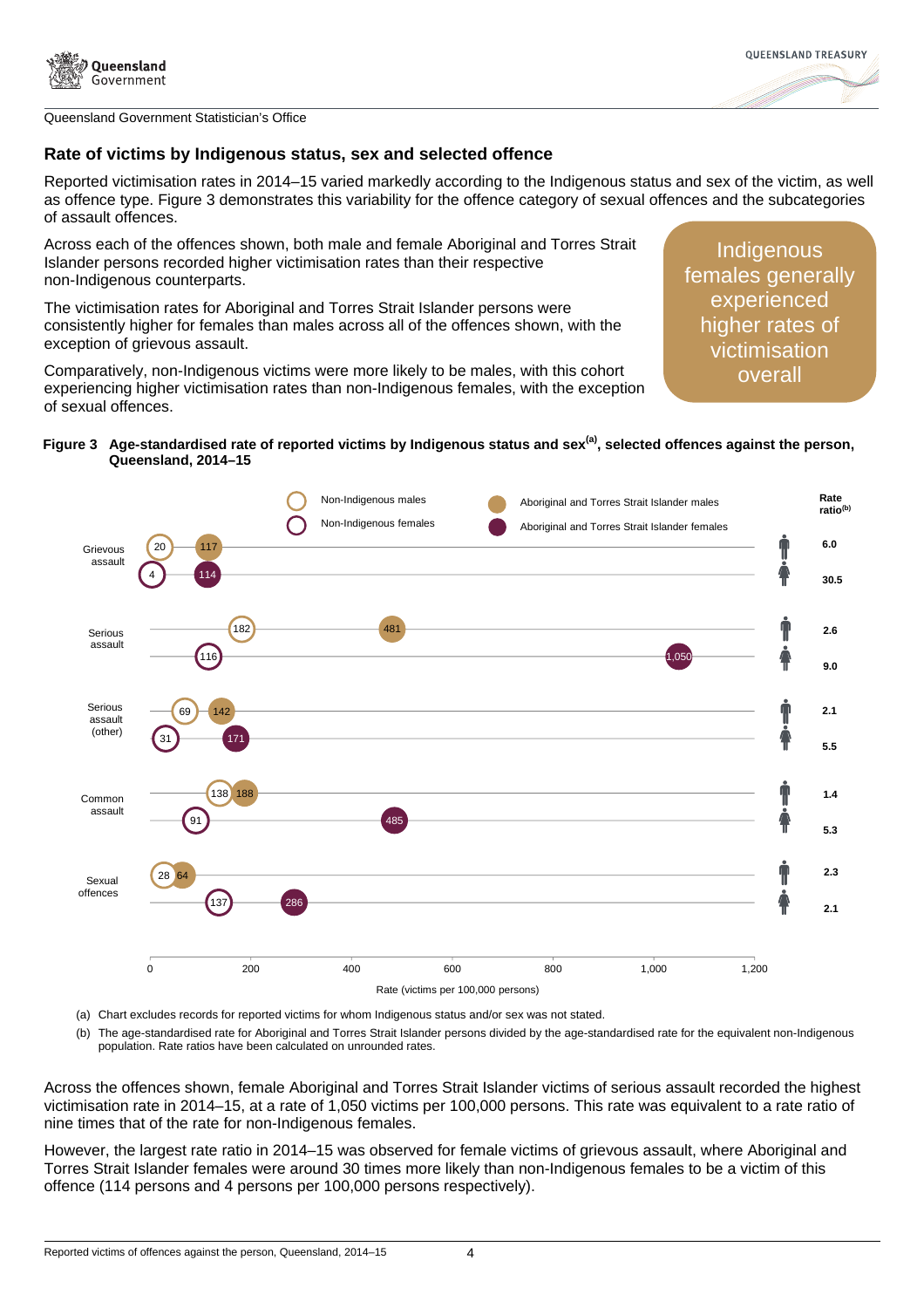## Rate of victims by Indigenous status, sex and selected offence

Reported victimisation rates in 2014–15 varied markedly according to the Indigenous status and sex of the victim, as well as offence type. Figure 3 demonstrates this variability for the offence category of sexual offences and the subcategories of assault offences.

Across each of the offences shown, both male and female Aboriginal and Torres Strait Islander persons recorded higher victimisation rates than their respective non-Indigenous counterparts.

The victimisation rates for Aboriginal and Torres Strait Islander persons were consistently higher for females than males across all of the offences shown, with the exception of grievous assault.

Comparatively, non-Indigenous victims were more likely to be males, with this cohort experiencing higher victimisation rates than non-Indigenous females, with the exception of sexual offences.

> Indigenous females generally experienced higher rates of victimisation overall

**Figure 3 Age-standardised rate of reported victims by Indigenous status and sex[(a)], selected offences against the person, Queensland, 2014–15**

| Offence | Sex | Non-Indigenous | Aboriginal and Torres Strait Islander | Rate ratio[(b)] |
|---|---|---|---|---|
| Grievous assault | Males | 20 | 117 | 6.0 |
| | Females | 4 | 114 | 30.5 |
| Serious assault | Males | 182 | 481 | 2.6 |
| | Females | 116 | 1,050 | 9.0 |
| Serious assault (other) | Males | 69 | 142 | 2.1 |
| | Females | 31 | 171 | 5.5 |
| Common assault | Males | 138 | 188 | 1.4 |
| | Females | 91 | 485 | 5.3 |
| Sexual offences | Males | 28 | 64 | 2.3 |
| | Females | 137 | 286 | 2.1 |

Rate (victims per 100,000 persons)

(a) Chart excludes records for reported victims for whom Indigenous status and/or sex was not stated.

(b) The age-standardised rate for Aboriginal and Torres Strait Islander persons divided by the age-standardised rate for the equivalent non-Indigenous population. Rate ratios have been calculated on unrounded rates.

Across the offences shown, female Aboriginal and Torres Strait Islander victims of serious assault recorded the highest victimisation rate in 2014–15, at a rate of 1,050 victims per 100,000 persons. This rate was equivalent to a rate ratio of nine times that of the rate for non-Indigenous females.

However, the largest rate ratio in 2014–15 was observed for female victims of grievous assault, where Aboriginal and Torres Strait Islander females were around 30 times more likely than non-Indigenous females to be a victim of this offence (114 persons and 4 persons per 100,000 persons respectively).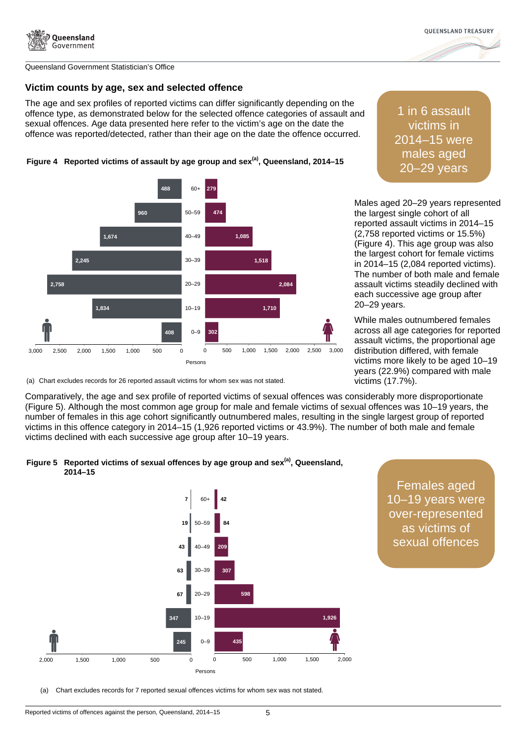Queensland Government Statistician's Office

## Victim counts by age, sex and selected offence

The age and sex profiles of reported victims can differ significantly depending on the offence type, as demonstrated below for the selected offence categories of assault and sexual offences. Age data presented here refer to the victim's age on the date the offence was reported/detected, rather than their age on the date the offence occurred.

**1 in 6 assault victims in 2014–15 were males aged 20–29 years**

**Figure 4 Reported victims of assault by age group and sex[(a)], Queensland, 2014–15**

| Age group | Males | Females |
|---|---|---|
| 60+ | 488 | 279 |
| 50–59 | 960 | 474 |
| 40–49 | 1,674 | 1,085 |
| 30–39 | 2,245 | 1,518 |
| 20–29 | 2,758 | 2,084 |
| 10–19 | 1,834 | 1,710 |
| 0–9 | 408 | 302 |

(a) Chart excludes records for 26 reported assault victims for whom sex was not stated.

Males aged 20–29 years represented the largest single cohort of all reported assault victims in 2014–15 (2,758 reported victims or 15.5%) (Figure 4). This age group was also the largest cohort for female victims in 2014–15 (2,084 reported victims). The number of both male and female assault victims steadily declined with each successive age group after 20–29 years.

While males outnumbered females across all age categories for reported assault victims, the proportional age distribution differed, with female victims more likely to be aged 10–19 years (22.9%) compared with male victims (17.7%).

Comparatively, the age and sex profile of reported victims of sexual offences was considerably more disproportionate (Figure 5). Although the most common age group for male and female victims of sexual offences was 10–19 years, the number of females in this age cohort significantly outnumbered males, resulting in the single largest group of reported victims in this offence category in 2014–15 (1,926 reported victims or 43.9%). The number of both male and female victims declined with each successive age group after 10–19 years.

**Figure 5 Reported victims of sexual offences by age group and sex[(a)], Queensland, 2014–15**

| Age group | Males | Females |
|---|---|---|
| 60+ | 7 | 42 |
| 50–59 | 19 | 84 |
| 40–49 | 43 | 209 |
| 30–39 | 63 | 307 |
| 20–29 | 67 | 598 |
| 10–19 | 347 | 1,926 |
| 0–9 | 245 | 435 |

**Females aged 10–19 years were over-represented as victims of sexual offences**

(a) Chart excludes records for 7 reported sexual offences victims for whom sex was not stated.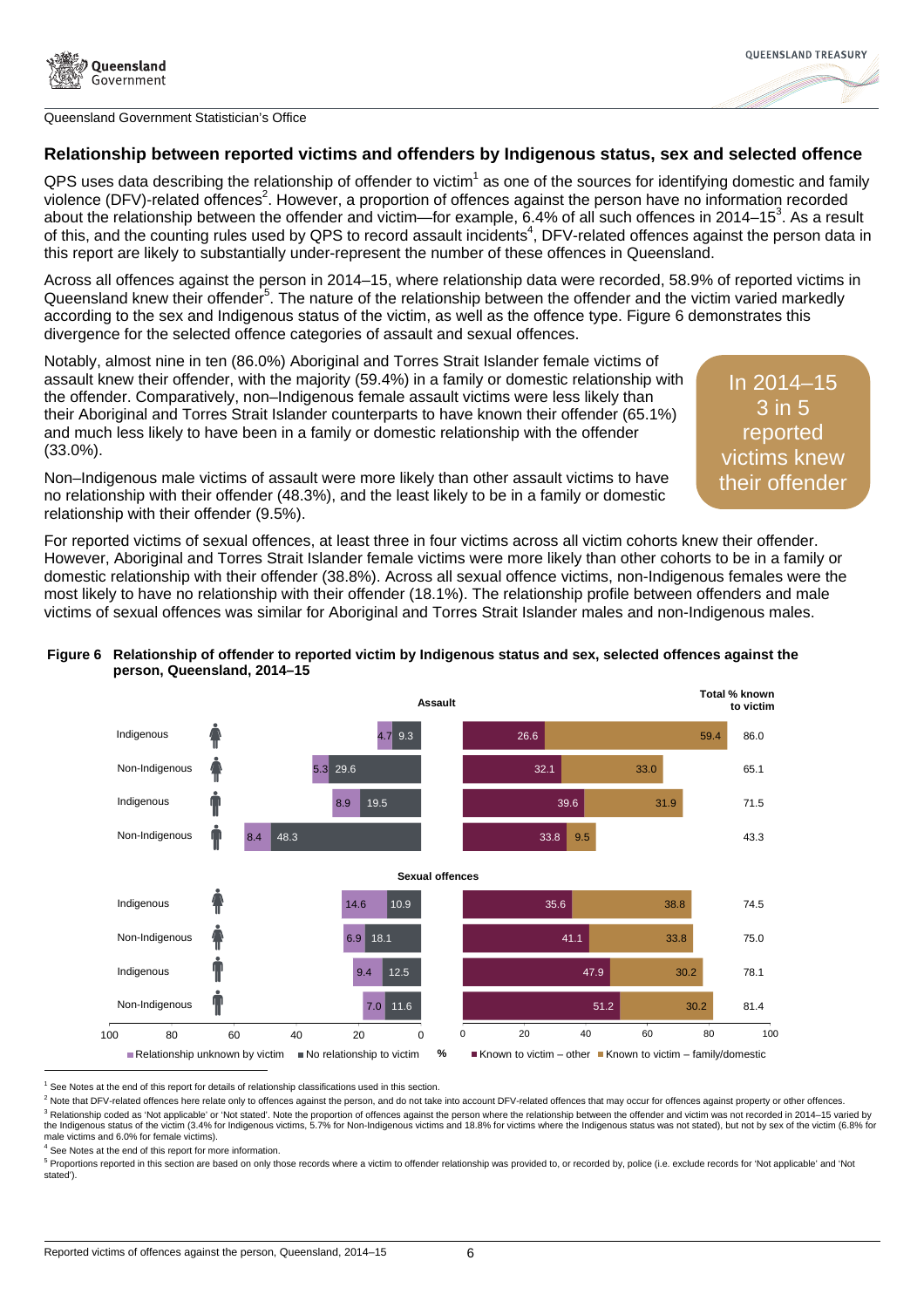Queensland Government Statistician's Office

## Relationship between reported victims and offenders by Indigenous status, sex and selected offence

QPS uses data describing the relationship of offender to victim[1] as one of the sources for identifying domestic and family violence (DFV)-related offences[2]. However, a proportion of offences against the person have no information recorded about the relationship between the offender and victim—for example, 6.4% of all such offences in 2014–15[3]. As a result of this, and the counting rules used by QPS to record assault incidents[4], DFV-related offences against the person data in this report are likely to substantially under-represent the number of these offences in Queensland.

Across all offences against the person in 2014–15, where relationship data were recorded, 58.9% of reported victims in Queensland knew their offender[5]. The nature of the relationship between the offender and the victim varied markedly according to the sex and Indigenous status of the victim, as well as the offence type. Figure 6 demonstrates this divergence for the selected offence categories of assault and sexual offences.

Notably, almost nine in ten (86.0%) Aboriginal and Torres Strait Islander female victims of assault knew their offender, with the majority (59.4%) in a family or domestic relationship with the offender. Comparatively, non–Indigenous female assault victims were less likely than their Aboriginal and Torres Strait Islander counterparts to have known their offender (65.1%) and much less likely to have been in a family or domestic relationship with the offender (33.0%).

> In 2014–15 3 in 5 reported victims knew their offender

Non–Indigenous male victims of assault were more likely than other assault victims to have no relationship with their offender (48.3%), and the least likely to be in a family or domestic relationship with their offender (9.5%).

For reported victims of sexual offences, at least three in four victims across all victim cohorts knew their offender. However, Aboriginal and Torres Strait Islander female victims were more likely than other cohorts to be in a family or domestic relationship with their offender (38.8%). Across all sexual offence victims, non-Indigenous females were the most likely to have no relationship with their offender (18.1%). The relationship profile between offenders and male victims of sexual offences was similar for Aboriginal and Torres Strait Islander males and non-Indigenous males.

**Figure 6 Relationship of offender to reported victim by Indigenous status and sex, selected offences against the person, Queensland, 2014–15**

| Offence | Indigenous status | Sex | Relationship unknown by victim (%) | No relationship to victim (%) | Known to victim – other (%) | Known to victim – family/domestic (%) | Total % known to victim |
|---|---|---|---|---|---|---|---|
| Assault | Indigenous | Female | 4.7 | 9.3 | 26.6 | 59.4 | 86.0 |
| Assault | Non-Indigenous | Female | 5.3 | 29.6 | 32.1 | 33.0 | 65.1 |
| Assault | Indigenous | Male | 8.9 | 19.5 | 39.6 | 31.9 | 71.5 |
| Assault | Non-Indigenous | Male | 8.4 | 48.3 | 33.8 | 9.5 | 43.3 |
| Sexual offences | Indigenous | Female | 14.6 | 10.9 | 35.6 | 38.8 | 74.5 |
| Sexual offences | Non-Indigenous | Female | 6.9 | 18.1 | 41.1 | 33.8 | 75.0 |
| Sexual offences | Indigenous | Male | 9.4 | 12.5 | 47.9 | 30.2 | 78.1 |
| Sexual offences | Non-Indigenous | Male | 7.0 | 11.6 | 51.2 | 30.2 | 81.4 |

[1] See Notes at the end of this report for details of relationship classifications used in this section.

[2] Note that DFV-related offences here relate only to offences against the person, and do not take into account DFV-related offences that may occur for offences against property or other offences.

[3] Relationship coded as 'Not applicable' or 'Not stated'. Note the proportion of offences against the person where the relationship between the offender and victim was not recorded in 2014–15 varied by the Indigenous status of the victim (3.4% for Indigenous victims, 5.7% for Non-Indigenous victims and 18.8% for victims where the Indigenous status was not stated), but not by sex of the victim (6.8% for male victims and 6.0% for female victims).

[4] See Notes at the end of this report for more information.

[5] Proportions reported in this section are based on only those records where a victim to offender relationship was provided to, or recorded by, police (i.e. exclude records for 'Not applicable' and 'Not stated').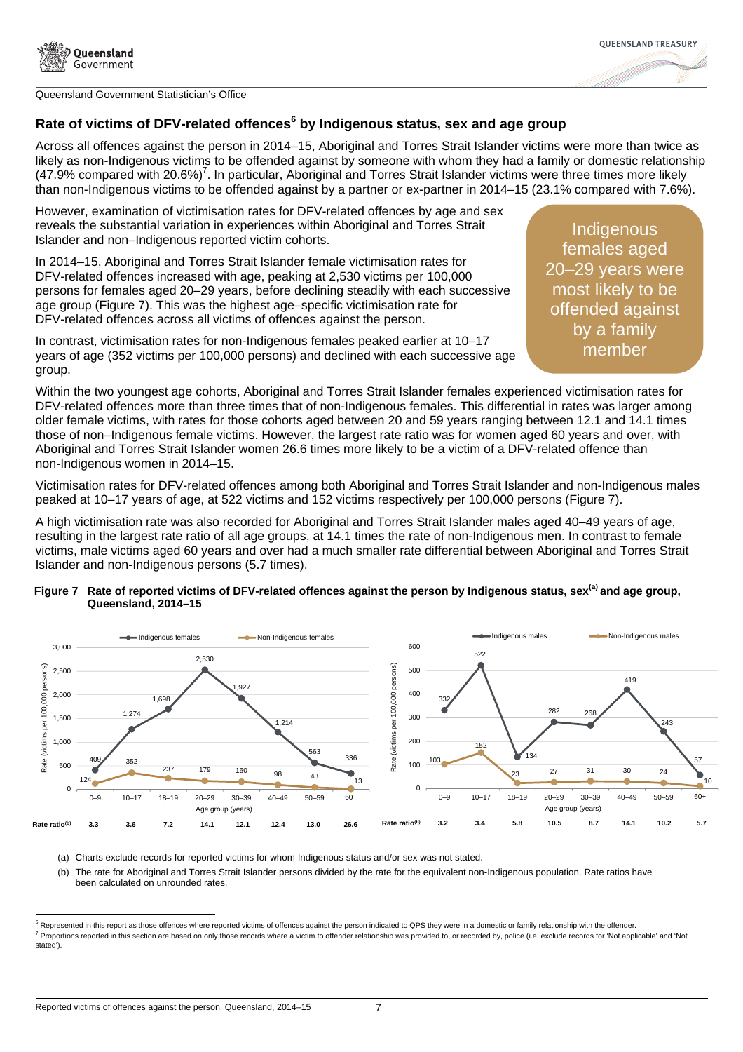## Rate of victims of DFV-related offences[6] by Indigenous status, sex and age group

Across all offences against the person in 2014–15, Aboriginal and Torres Strait Islander victims were more than twice as likely as non-Indigenous victims to be offended against by someone with whom they had a family or domestic relationship (47.9% compared with 20.6%)[7]. In particular, Aboriginal and Torres Strait Islander victims were three times more likely than non-Indigenous victims to be offended against by a partner or ex-partner in 2014–15 (23.1% compared with 7.6%).

However, examination of victimisation rates for DFV-related offences by age and sex reveals the substantial variation in experiences within Aboriginal and Torres Strait Islander and non–Indigenous reported victim cohorts.

> Indigenous females aged 20–29 years were most likely to be offended against by a family member

In 2014–15, Aboriginal and Torres Strait Islander female victimisation rates for DFV-related offences increased with age, peaking at 2,530 victims per 100,000 persons for females aged 20–29 years, before declining steadily with each successive age group (Figure 7). This was the highest age–specific victimisation rate for DFV-related offences across all victims of offences against the person.

In contrast, victimisation rates for non-Indigenous females peaked earlier at 10–17 years of age (352 victims per 100,000 persons) and declined with each successive age group.

Within the two youngest age cohorts, Aboriginal and Torres Strait Islander females experienced victimisation rates for DFV-related offences more than three times that of non-Indigenous females. This differential in rates was larger among older female victims, with rates for those cohorts aged between 20 and 59 years ranging between 12.1 and 14.1 times those of non–Indigenous female victims. However, the largest rate ratio was for women aged 60 years and over, with Aboriginal and Torres Strait Islander women 26.6 times more likely to be a victim of a DFV-related offence than non-Indigenous women in 2014–15.

Victimisation rates for DFV-related offences among both Aboriginal and Torres Strait Islander and non-Indigenous males peaked at 10–17 years of age, at 522 victims and 152 victims respectively per 100,000 persons (Figure 7).

A high victimisation rate was also recorded for Aboriginal and Torres Strait Islander males aged 40–49 years of age, resulting in the largest rate ratio of all age groups, at 14.1 times the rate of non-Indigenous men. In contrast to female victims, male victims aged 60 years and over had a much smaller rate differential between Aboriginal and Torres Strait Islander and non-Indigenous persons (5.7 times).

**Figure 7 Rate of reported victims of DFV-related offences against the person by Indigenous status, sex[(a)] and age group, Queensland, 2014–15**

Rate (victims per 100,000 persons)

| Age group (years) | Indigenous females | Non-Indigenous females | Rate ratio[(b)] |
|---|---|---|---|
| 0–9 | 409 | 124 | 3.3 |
| 10–17 | 1,274 | 352 | 3.6 |
| 18–19 | 1,698 | 237 | 7.2 |
| 20–29 | 2,530 | 179 | 14.1 |
| 30–39 | 1,927 | 160 | 12.1 |
| 40–49 | 1,214 | 98 | 12.4 |
| 50–59 | 563 | 43 | 13.0 |
| 60+ | 336 | 13 | 26.6 |

| Age group (years) | Indigenous males | Non-Indigenous males | Rate ratio[(b)] |
|---|---|---|---|
| 0–9 | 332 | 103 | 3.2 |
| 10–17 | 522 | 152 | 3.4 |
| 18–19 | 134 | 23 | 5.8 |
| 20–29 | 282 | 27 | 10.5 |
| 30–39 | 268 | 31 | 8.7 |
| 40–49 | 419 | 30 | 14.1 |
| 50–59 | 243 | 24 | 10.2 |
| 60+ | 57 | 10 | 5.7 |

(a) Charts exclude records for reported victims for whom Indigenous status and/or sex was not stated.

(b) The rate for Aboriginal and Torres Strait Islander persons divided by the rate for the equivalent non-Indigenous population. Rate ratios have been calculated on unrounded rates.

---

[6] Represented in this report as those offences where reported victims of offences against the person indicated to QPS they were in a domestic or family relationship with the offender.

[7] Proportions reported in this section are based on only those records where a victim to offender relationship was provided to, or recorded by, police (i.e. exclude records for 'Not applicable' and 'Not stated').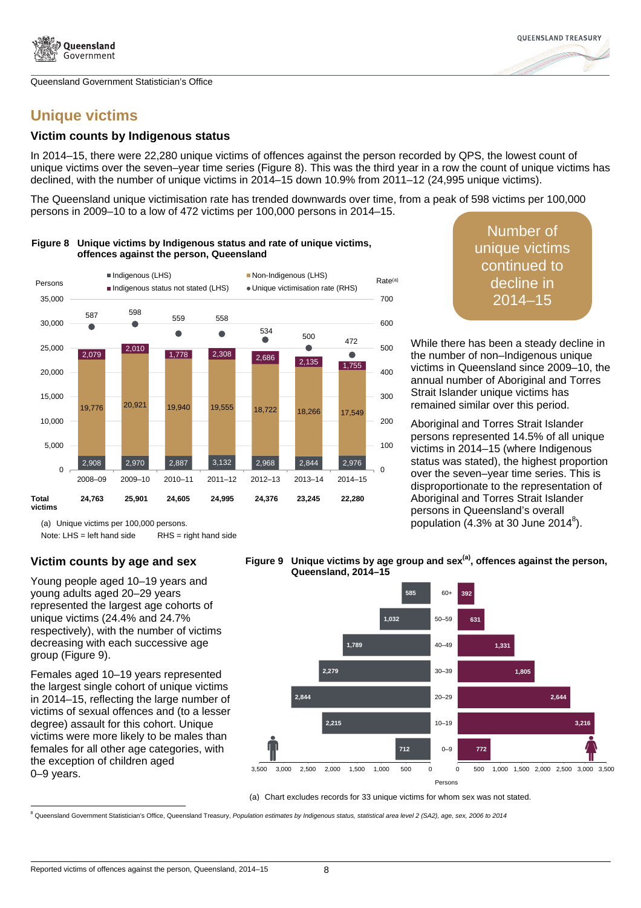## Unique victims

### Victim counts by Indigenous status

In 2014–15, there were 22,280 unique victims of offences against the person recorded by QPS, the lowest count of unique victims over the seven–year time series (Figure 8). This was the third year in a row the count of unique victims has declined, with the number of unique victims in 2014–15 down 10.9% from 2011–12 (24,995 unique victims).

The Queensland unique victimisation rate has trended downwards over time, from a peak of 598 victims per 100,000 persons in 2009–10 to a low of 472 victims per 100,000 persons in 2014–15.

**Figure 8 Unique victims by Indigenous status and rate of unique victims, offences against the person, Queensland**

| | 2008–09 | 2009–10 | 2010–11 | 2011–12 | 2012–13 | 2013–14 | 2014–15 |
|---|---|---|---|---|---|---|---|
| Indigenous (LHS) | 2,908 | 2,970 | 2,887 | 3,132 | 2,968 | 2,844 | 2,976 |
| Non-Indigenous (LHS) | 19,776 | 20,921 | 19,940 | 19,555 | 18,722 | 18,266 | 17,549 |
| Indigenous status not stated (LHS) | 2,079 | 2,010 | 1,778 | 2,308 | 2,686 | 2,135 | 1,755 |
| Unique victimisation rate (RHS) | 587 | 598 | 559 | 558 | 534 | 500 | 472 |
| **Total victims** | **24,763** | **25,901** | **24,605** | **24,995** | **24,376** | **23,245** | **22,280** |

(a) Unique victims per 100,000 persons.
Note: LHS = left hand side RHS = right hand side

Number of unique victims continued to decline in 2014–15

While there has been a steady decline in the number of non–Indigenous unique victims in Queensland since 2009–10, the annual number of Aboriginal and Torres Strait Islander unique victims has remained similar over this period.

Aboriginal and Torres Strait Islander persons represented 14.5% of all unique victims in 2014–15 (where Indigenous status was stated), the highest proportion over the seven–year time series. This is disproportionate to the representation of Aboriginal and Torres Strait Islander persons in Queensland's overall population (4.3% at 30 June 2014[8]).

### Victim counts by age and sex

Young people aged 10–19 years and young adults aged 20–29 years represented the largest age cohorts of unique victims (24.4% and 24.7% respectively), with the number of victims decreasing with each successive age group (Figure 9).

Females aged 10–19 years represented the largest single cohort of unique victims in 2014–15, reflecting the large number of victims of sexual offences and (to a lesser degree) assault for this cohort. Unique victims were more likely to be males than females for all other age categories, with the exception of children aged 0–9 years.

**Figure 9 Unique victims by age group and sex[(a)], offences against the person, Queensland, 2014–15**

| Age group | Males | Females |
|---|---|---|
| 60+ | 585 | 392 |
| 50–59 | 1,032 | 631 |
| 40–49 | 1,789 | 1,331 |
| 30–39 | 2,279 | 1,805 |
| 20–29 | 2,844 | 2,644 |
| 10–19 | 2,215 | 3,216 |
| 0–9 | 712 | 772 |

(a) Chart excludes records for 33 unique victims for whom sex was not stated.

[8] Queensland Government Statistician's Office, Queensland Treasury, *Population estimates by Indigenous status, statistical area level 2 (SA2), age, sex, 2006 to 2014*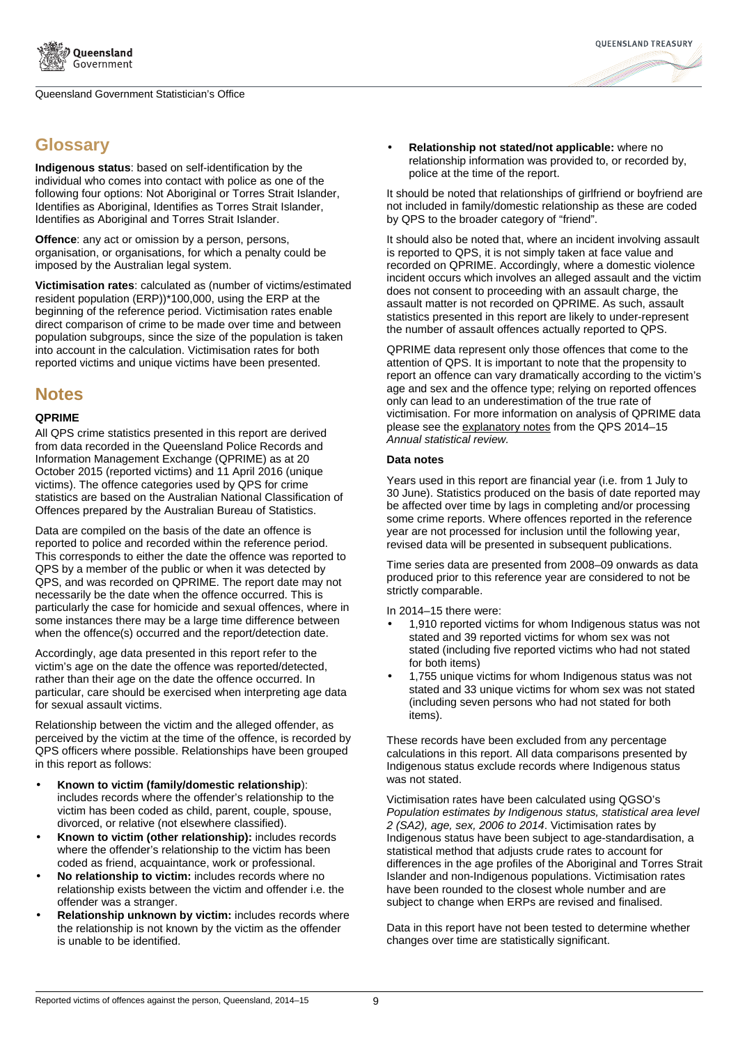## Glossary

**Indigenous status**: based on self-identification by the individual who comes into contact with police as one of the following four options: Not Aboriginal or Torres Strait Islander, Identifies as Aboriginal, Identifies as Torres Strait Islander, Identifies as Aboriginal and Torres Strait Islander.

**Offence**: any act or omission by a person, persons, organisation, or organisations, for which a penalty could be imposed by the Australian legal system.

**Victimisation rates**: calculated as (number of victims/estimated resident population (ERP))*100,000, using the ERP at the beginning of the reference period. Victimisation rates enable direct comparison of crime to be made over time and between population subgroups, since the size of the population is taken into account in the calculation. Victimisation rates for both reported victims and unique victims have been presented.

## Notes

### QPRIME

All QPS crime statistics presented in this report are derived from data recorded in the Queensland Police Records and Information Management Exchange (QPRIME) as at 20 October 2015 (reported victims) and 11 April 2016 (unique victims). The offence categories used by QPS for crime statistics are based on the Australian National Classification of Offences prepared by the Australian Bureau of Statistics.

Data are compiled on the basis of the date an offence is reported to police and recorded within the reference period. This corresponds to either the date the offence was reported to QPS by a member of the public or when it was detected by QPS, and was recorded on QPRIME. The report date may not necessarily be the date when the offence occurred. This is particularly the case for homicide and sexual offences, where in some instances there may be a large time difference between when the offence(s) occurred and the report/detection date.

Accordingly, age data presented in this report refer to the victim's age on the date the offence was reported/detected, rather than their age on the date the offence occurred. In particular, care should be exercised when interpreting age data for sexual assault victims.

Relationship between the victim and the alleged offender, as perceived by the victim at the time of the offence, is recorded by QPS officers where possible. Relationships have been grouped in this report as follows:

- **Known to victim (family/domestic relationship)**: includes records where the offender's relationship to the victim has been coded as child, parent, couple, spouse, divorced, or relative (not elsewhere classified).
- **Known to victim (other relationship):** includes records where the offender's relationship to the victim has been coded as friend, acquaintance, work or professional.
- **No relationship to victim:** includes records where no relationship exists between the victim and offender i.e. the offender was a stranger.
- **Relationship unknown by victim:** includes records where the relationship is not known by the victim as the offender is unable to be identified.
- **Relationship not stated/not applicable:** where no relationship information was provided to, or recorded by, police at the time of the report.

It should be noted that relationships of girlfriend or boyfriend are not included in family/domestic relationship as these are coded by QPS to the broader category of "friend".

It should also be noted that, where an incident involving assault is reported to QPS, it is not simply taken at face value and recorded on QPRIME. Accordingly, where a domestic violence incident occurs which involves an alleged assault and the victim does not consent to proceeding with an assault charge, the assault matter is not recorded on QPRIME. As such, assault statistics presented in this report are likely to under-represent the number of assault offences actually reported to QPS.

QPRIME data represent only those offences that come to the attention of QPS. It is important to note that the propensity to report an offence can vary dramatically according to the victim's age and sex and the offence type; relying on reported offences only can lead to an underestimation of the true rate of victimisation. For more information on analysis of QPRIME data please see the explanatory notes from the QPS 2014–15 *Annual statistical review.*

### Data notes

Years used in this report are financial year (i.e. from 1 July to 30 June). Statistics produced on the basis of date reported may be affected over time by lags in completing and/or processing some crime reports. Where offences reported in the reference year are not processed for inclusion until the following year, revised data will be presented in subsequent publications.

Time series data are presented from 2008–09 onwards as data produced prior to this reference year are considered to not be strictly comparable.

In 2014–15 there were:

- 1,910 reported victims for whom Indigenous status was not stated and 39 reported victims for whom sex was not stated (including five reported victims who had not stated for both items)
- 1,755 unique victims for whom Indigenous status was not stated and 33 unique victims for whom sex was not stated (including seven persons who had not stated for both items).

These records have been excluded from any percentage calculations in this report. All data comparisons presented by Indigenous status exclude records where Indigenous status was not stated.

Victimisation rates have been calculated using QGSO's *Population estimates by Indigenous status, statistical area level 2 (SA2), age, sex, 2006 to 2014*. Victimisation rates by Indigenous status have been subject to age-standardisation, a statistical method that adjusts crude rates to account for differences in the age profiles of the Aboriginal and Torres Strait Islander and non-Indigenous populations. Victimisation rates have been rounded to the closest whole number and are subject to change when ERPs are revised and finalised.

Data in this report have not been tested to determine whether changes over time are statistically significant.